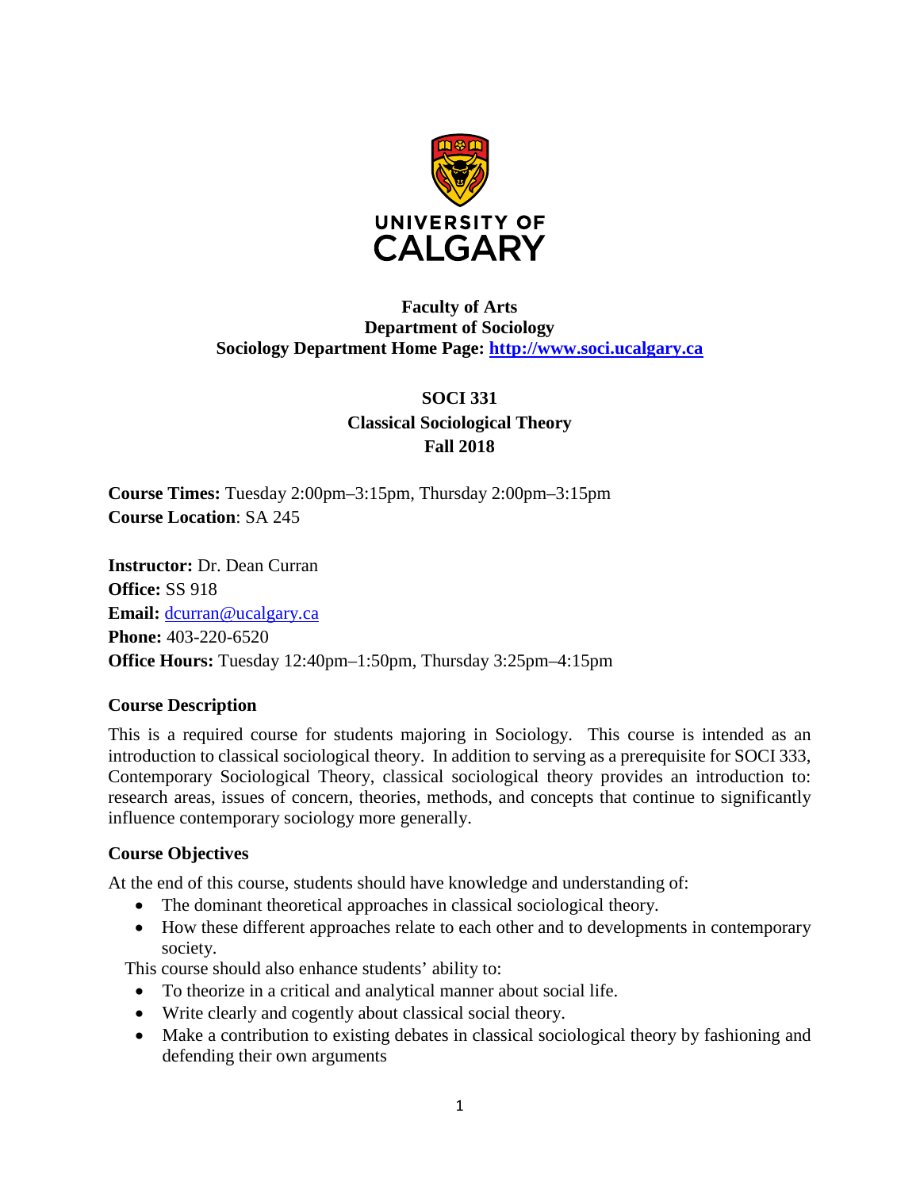**Faculty of Arts**
**Department of Sociology**
**Sociology Department Home Page: [http://www.soci.ucalgary.ca](http://www.soci.ucalgary.ca)**

# SOCI 331
## Classical Sociological Theory
## Fall 2018

**Course Times:** Tuesday 2:00pm–3:15pm, Thursday 2:00pm–3:15pm
**Course Location**: SA 245

**Instructor:** Dr. Dean Curran
**Office:** SS 918
**Email:** [dcurran@ucalgary.ca](mailto:dcurran@ucalgary.ca)
**Phone:** 403-220-6520
**Office Hours:** Tuesday 12:40pm–1:50pm, Thursday 3:25pm–4:15pm

### Course Description

This is a required course for students majoring in Sociology. This course is intended as an introduction to classical sociological theory. In addition to serving as a prerequisite for SOCI 333, Contemporary Sociological Theory, classical sociological theory provides an introduction to: research areas, issues of concern, theories, methods, and concepts that continue to significantly influence contemporary sociology more generally.

### Course Objectives

At the end of this course, students should have knowledge and understanding of:

- The dominant theoretical approaches in classical sociological theory.
- How these different approaches relate to each other and to developments in contemporary society.

This course should also enhance students' ability to:

- To theorize in a critical and analytical manner about social life.
- Write clearly and cogently about classical social theory.
- Make a contribution to existing debates in classical sociological theory by fashioning and defending their own arguments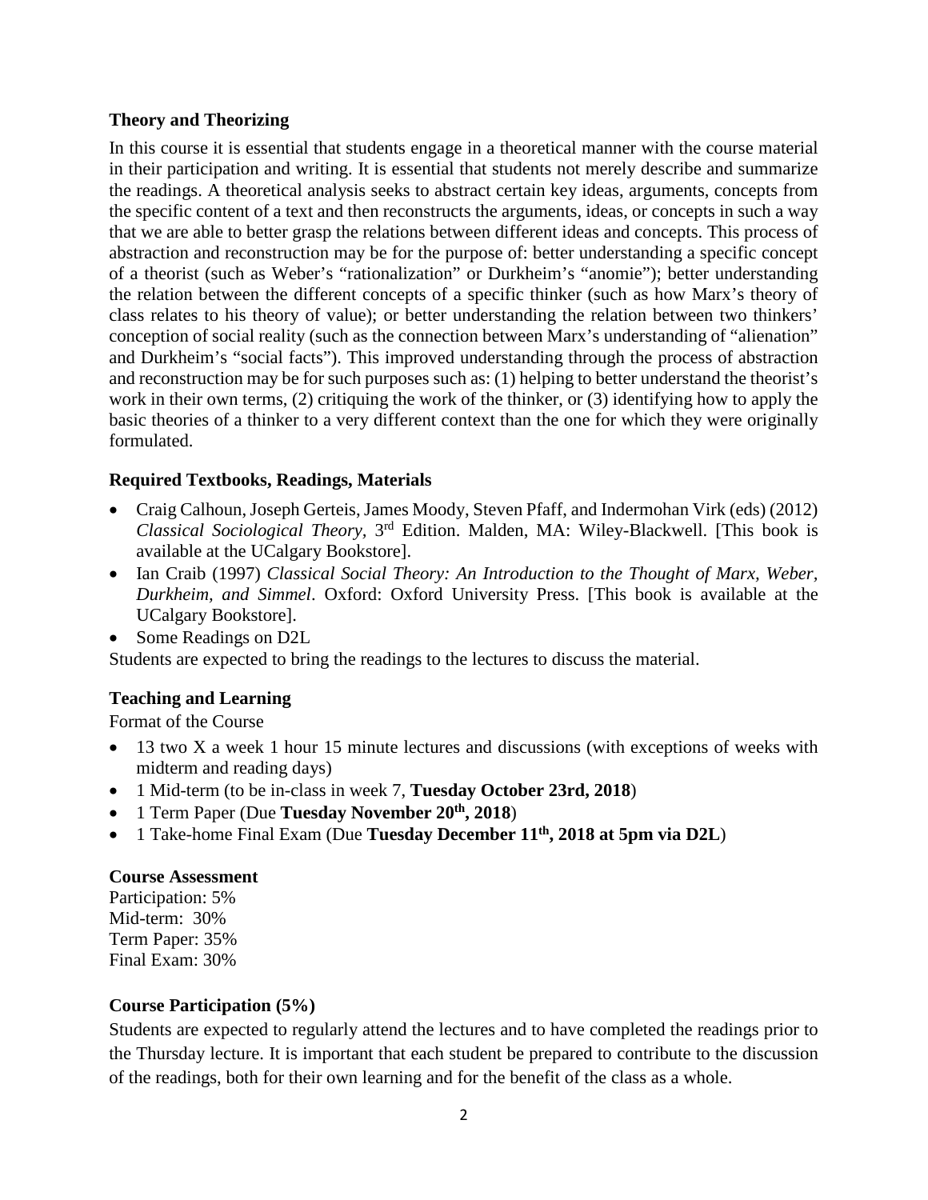### Theory and Theorizing

In this course it is essential that students engage in a theoretical manner with the course material in their participation and writing. It is essential that students not merely describe and summarize the readings. A theoretical analysis seeks to abstract certain key ideas, arguments, concepts from the specific content of a text and then reconstructs the arguments, ideas, or concepts in such a way that we are able to better grasp the relations between different ideas and concepts. This process of abstraction and reconstruction may be for the purpose of: better understanding a specific concept of a theorist (such as Weber's "rationalization" or Durkheim's "anomie"); better understanding the relation between the different concepts of a specific thinker (such as how Marx's theory of class relates to his theory of value); or better understanding the relation between two thinkers' conception of social reality (such as the connection between Marx's understanding of "alienation" and Durkheim's "social facts"). This improved understanding through the process of abstraction and reconstruction may be for such purposes such as: (1) helping to better understand the theorist's work in their own terms, (2) critiquing the work of the thinker, or (3) identifying how to apply the basic theories of a thinker to a very different context than the one for which they were originally formulated.

### Required Textbooks, Readings, Materials

- Craig Calhoun, Joseph Gerteis, James Moody, Steven Pfaff, and Indermohan Virk (eds) (2012) *Classical Sociological Theory*, 3rd Edition. Malden, MA: Wiley-Blackwell. [This book is available at the UCalgary Bookstore].
- Ian Craib (1997) *Classical Social Theory: An Introduction to the Thought of Marx, Weber, Durkheim, and Simmel*. Oxford: Oxford University Press. [This book is available at the UCalgary Bookstore].
- Some Readings on D2L

Students are expected to bring the readings to the lectures to discuss the material.

### Teaching and Learning

Format of the Course

- 13 two X a week 1 hour 15 minute lectures and discussions (with exceptions of weeks with midterm and reading days)
- 1 Mid-term (to be in-class in week 7, **Tuesday October 23rd, 2018**)
- 1 Term Paper (Due **Tuesday November 20th, 2018**)
- 1 Take-home Final Exam (Due **Tuesday December 11th, 2018 at 5pm via D2L**)

### Course Assessment

Participation: 5%
Mid-term: 30%
Term Paper: 35%
Final Exam: 30%

### Course Participation (5%)

Students are expected to regularly attend the lectures and to have completed the readings prior to the Thursday lecture. It is important that each student be prepared to contribute to the discussion of the readings, both for their own learning and for the benefit of the class as a whole.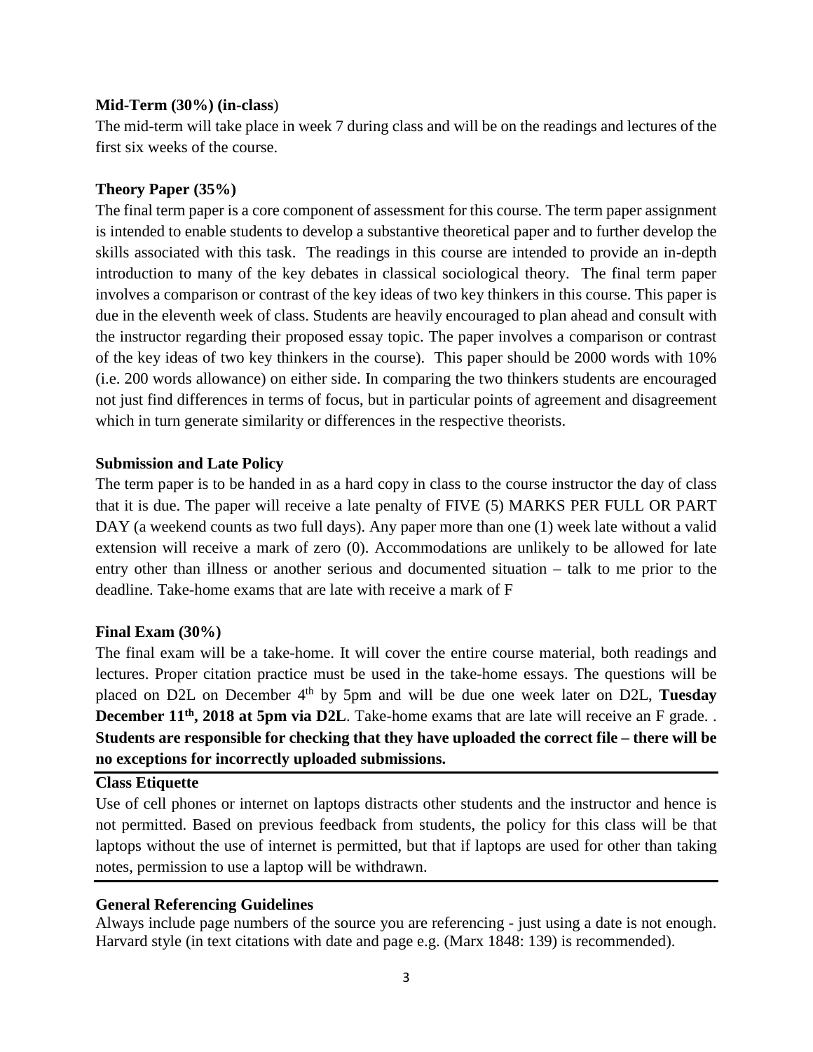**Mid-Term (30%) (in-class)**

The mid-term will take place in week 7 during class and will be on the readings and lectures of the first six weeks of the course.

**Theory Paper (35%)**

The final term paper is a core component of assessment for this course. The term paper assignment is intended to enable students to develop a substantive theoretical paper and to further develop the skills associated with this task. The readings in this course are intended to provide an in-depth introduction to many of the key debates in classical sociological theory. The final term paper involves a comparison or contrast of the key ideas of two key thinkers in this course. This paper is due in the eleventh week of class. Students are heavily encouraged to plan ahead and consult with the instructor regarding their proposed essay topic. The paper involves a comparison or contrast of the key ideas of two key thinkers in the course). This paper should be 2000 words with 10% (i.e. 200 words allowance) on either side. In comparing the two thinkers students are encouraged not just find differences in terms of focus, but in particular points of agreement and disagreement which in turn generate similarity or differences in the respective theorists.

**Submission and Late Policy**

The term paper is to be handed in as a hard copy in class to the course instructor the day of class that it is due. The paper will receive a late penalty of FIVE (5) MARKS PER FULL OR PART DAY (a weekend counts as two full days). Any paper more than one (1) week late without a valid extension will receive a mark of zero (0). Accommodations are unlikely to be allowed for late entry other than illness or another serious and documented situation – talk to me prior to the deadline. Take-home exams that are late with receive a mark of F

**Final Exam (30%)**

The final exam will be a take-home. It will cover the entire course material, both readings and lectures. Proper citation practice must be used in the take-home essays. The questions will be placed on D2L on December 4th by 5pm and will be due one week later on D2L, **Tuesday December 11th, 2018 at 5pm via D2L**. Take-home exams that are late will receive an F grade. . **Students are responsible for checking that they have uploaded the correct file – there will be no exceptions for incorrectly uploaded submissions.**

**Class Etiquette**

Use of cell phones or internet on laptops distracts other students and the instructor and hence is not permitted. Based on previous feedback from students, the policy for this class will be that laptops without the use of internet is permitted, but that if laptops are used for other than taking notes, permission to use a laptop will be withdrawn.

**General Referencing Guidelines**

Always include page numbers of the source you are referencing - just using a date is not enough. Harvard style (in text citations with date and page e.g. (Marx 1848: 139) is recommended).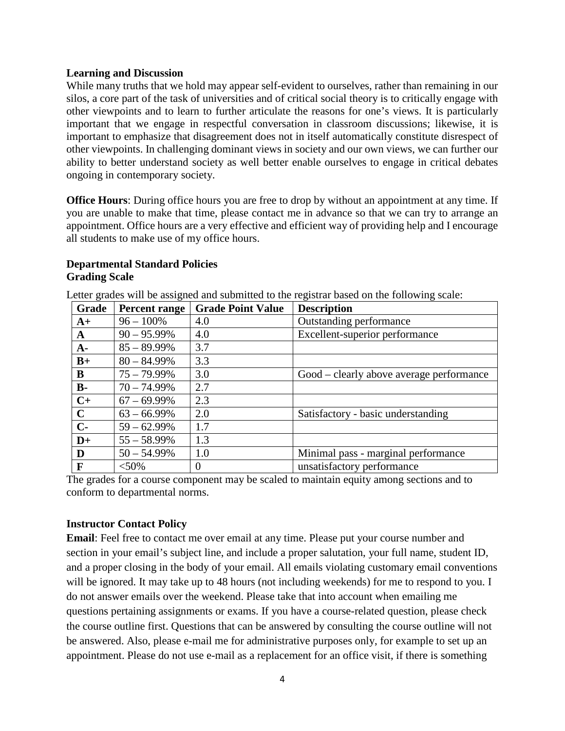**Learning and Discussion**

While many truths that we hold may appear self-evident to ourselves, rather than remaining in our silos, a core part of the task of universities and of critical social theory is to critically engage with other viewpoints and to learn to further articulate the reasons for one's views. It is particularly important that we engage in respectful conversation in classroom discussions; likewise, it is important to emphasize that disagreement does not in itself automatically constitute disrespect of other viewpoints. In challenging dominant views in society and our own views, we can further our ability to better understand society as well better enable ourselves to engage in critical debates ongoing in contemporary society.

**Office Hours**: During office hours you are free to drop by without an appointment at any time. If you are unable to make that time, please contact me in advance so that we can try to arrange an appointment. Office hours are a very effective and efficient way of providing help and I encourage all students to make use of my office hours.

**Departmental Standard Policies**

**Grading Scale**

Letter grades will be assigned and submitted to the registrar based on the following scale:

| Grade | Percent range | Grade Point Value | Description |
|---|---|---|---|
| **A+** | 96 – 100% | 4.0 | Outstanding performance |
| **A** | 90 – 95.99% | 4.0 | Excellent-superior performance |
| **A-** | 85 – 89.99% | 3.7 | |
| **B+** | 80 – 84.99% | 3.3 | |
| **B** | 75 – 79.99% | 3.0 | Good – clearly above average performance |
| **B-** | 70 – 74.99% | 2.7 | |
| **C+** | 67 – 69.99% | 2.3 | |
| **C** | 63 – 66.99% | 2.0 | Satisfactory - basic understanding |
| **C-** | 59 – 62.99% | 1.7 | |
| **D+** | 55 – 58.99% | 1.3 | |
| **D** | 50 – 54.99% | 1.0 | Minimal pass - marginal performance |
| **F** | <50% | 0 | unsatisfactory performance |

The grades for a course component may be scaled to maintain equity among sections and to conform to departmental norms.

**Instructor Contact Policy**

**Email**: Feel free to contact me over email at any time. Please put your course number and section in your email's subject line, and include a proper salutation, your full name, student ID, and a proper closing in the body of your email. All emails violating customary email conventions will be ignored. It may take up to 48 hours (not including weekends) for me to respond to you. I do not answer emails over the weekend. Please take that into account when emailing me questions pertaining assignments or exams. If you have a course-related question, please check the course outline first. Questions that can be answered by consulting the course outline will not be answered. Also, please e-mail me for administrative purposes only, for example to set up an appointment. Please do not use e-mail as a replacement for an office visit, if there is something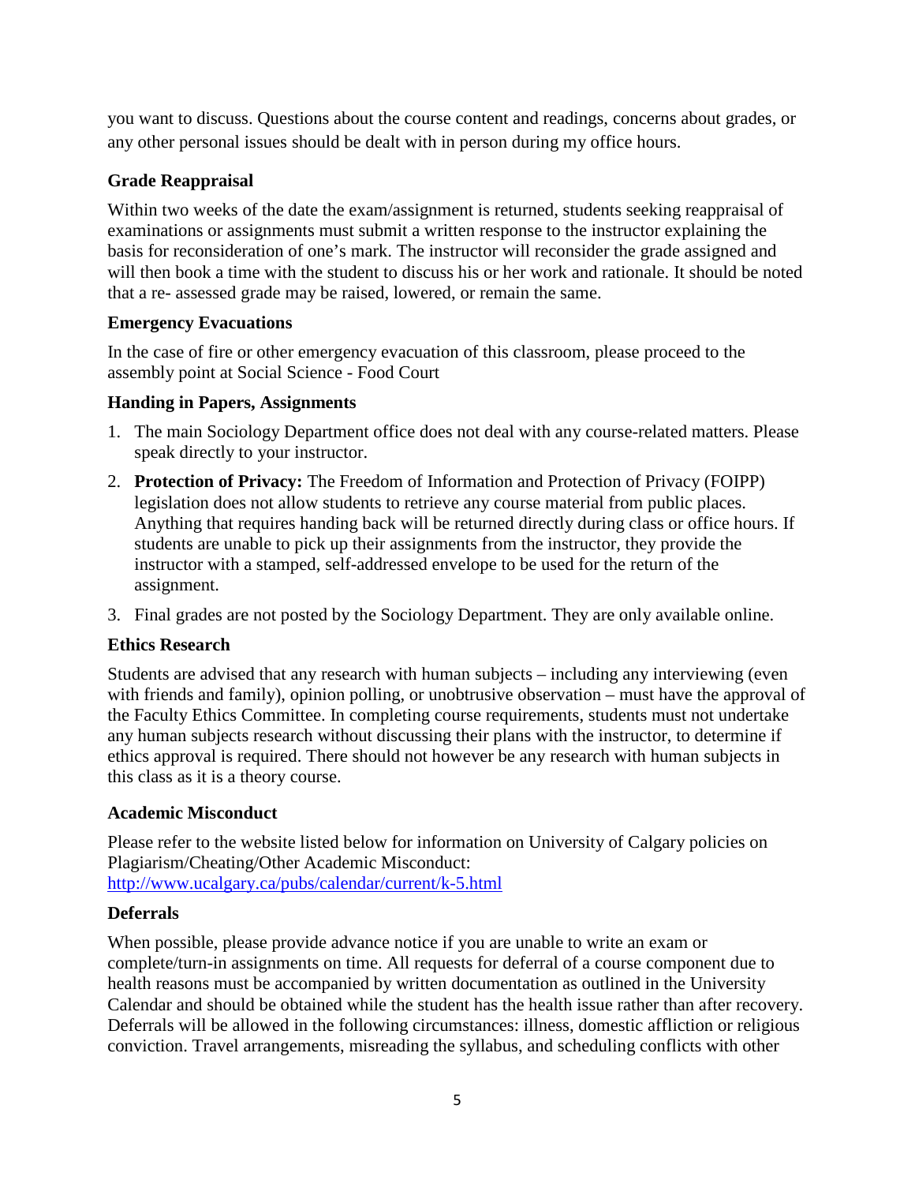you want to discuss. Questions about the course content and readings, concerns about grades, or any other personal issues should be dealt with in person during my office hours.

### Grade Reappraisal

Within two weeks of the date the exam/assignment is returned, students seeking reappraisal of examinations or assignments must submit a written response to the instructor explaining the basis for reconsideration of one's mark. The instructor will reconsider the grade assigned and will then book a time with the student to discuss his or her work and rationale. It should be noted that a re- assessed grade may be raised, lowered, or remain the same.

### Emergency Evacuations

In the case of fire or other emergency evacuation of this classroom, please proceed to the assembly point at Social Science - Food Court

### Handing in Papers, Assignments

1. The main Sociology Department office does not deal with any course-related matters. Please speak directly to your instructor.
2. **Protection of Privacy:** The Freedom of Information and Protection of Privacy (FOIPP) legislation does not allow students to retrieve any course material from public places. Anything that requires handing back will be returned directly during class or office hours. If students are unable to pick up their assignments from the instructor, they provide the instructor with a stamped, self-addressed envelope to be used for the return of the assignment.
3. Final grades are not posted by the Sociology Department. They are only available online.

### Ethics Research

Students are advised that any research with human subjects – including any interviewing (even with friends and family), opinion polling, or unobtrusive observation – must have the approval of the Faculty Ethics Committee. In completing course requirements, students must not undertake any human subjects research without discussing their plans with the instructor, to determine if ethics approval is required. There should not however be any research with human subjects in this class as it is a theory course.

### Academic Misconduct

Please refer to the website listed below for information on University of Calgary policies on Plagiarism/Cheating/Other Academic Misconduct:
http://www.ucalgary.ca/pubs/calendar/current/k-5.html

### Deferrals

When possible, please provide advance notice if you are unable to write an exam or complete/turn-in assignments on time. All requests for deferral of a course component due to health reasons must be accompanied by written documentation as outlined in the University Calendar and should be obtained while the student has the health issue rather than after recovery. Deferrals will be allowed in the following circumstances: illness, domestic affliction or religious conviction. Travel arrangements, misreading the syllabus, and scheduling conflicts with other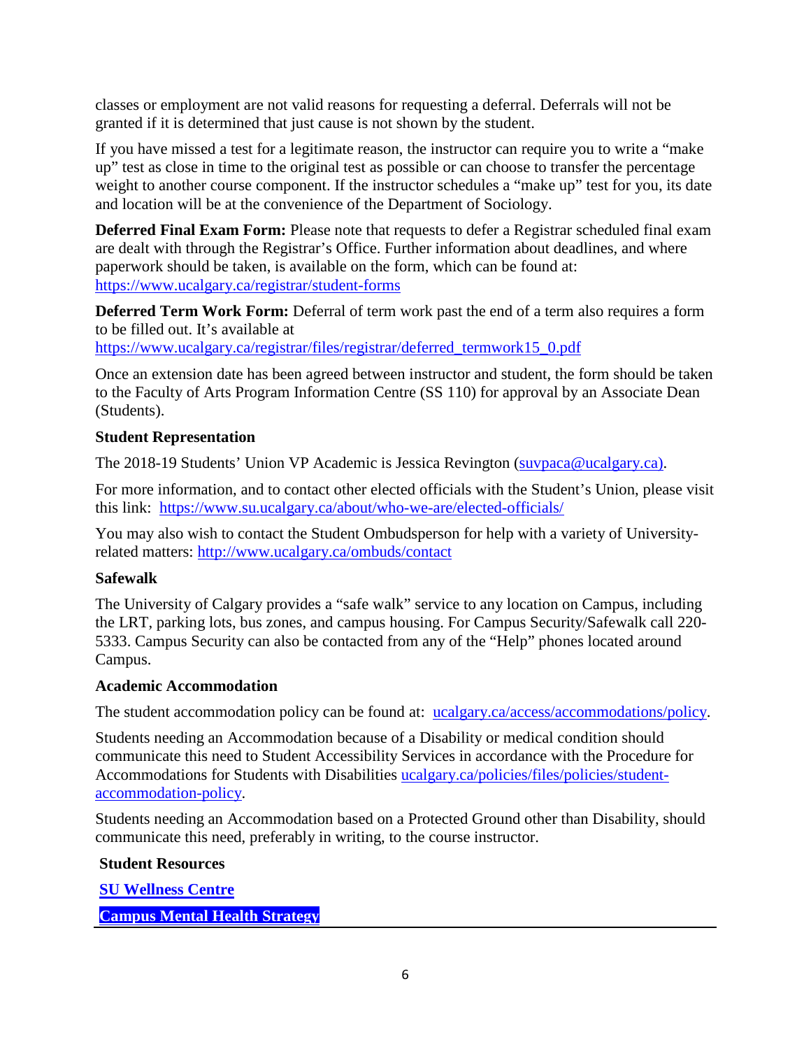classes or employment are not valid reasons for requesting a deferral. Deferrals will not be granted if it is determined that just cause is not shown by the student.

If you have missed a test for a legitimate reason, the instructor can require you to write a "make up" test as close in time to the original test as possible or can choose to transfer the percentage weight to another course component. If the instructor schedules a "make up" test for you, its date and location will be at the convenience of the Department of Sociology.

**Deferred Final Exam Form:** Please note that requests to defer a Registrar scheduled final exam are dealt with through the Registrar's Office. Further information about deadlines, and where paperwork should be taken, is available on the form, which can be found at: https://www.ucalgary.ca/registrar/student-forms

**Deferred Term Work Form:** Deferral of term work past the end of a term also requires a form to be filled out. It's available at https://www.ucalgary.ca/registrar/files/registrar/deferred_termwork15_0.pdf

Once an extension date has been agreed between instructor and student, the form should be taken to the Faculty of Arts Program Information Centre (SS 110) for approval by an Associate Dean (Students).

**Student Representation**

The 2018-19 Students' Union VP Academic is Jessica Revington (suvpaca@ucalgary.ca).

For more information, and to contact other elected officials with the Student's Union, please visit this link: https://www.su.ucalgary.ca/about/who-we-are/elected-officials/

You may also wish to contact the Student Ombudsperson for help with a variety of University-related matters: http://www.ucalgary.ca/ombuds/contact

**Safewalk**

The University of Calgary provides a "safe walk" service to any location on Campus, including the LRT, parking lots, bus zones, and campus housing. For Campus Security/Safewalk call 220-5333. Campus Security can also be contacted from any of the "Help" phones located around Campus.

**Academic Accommodation**

The student accommodation policy can be found at: ucalgary.ca/access/accommodations/policy.

Students needing an Accommodation because of a Disability or medical condition should communicate this need to Student Accessibility Services in accordance with the Procedure for Accommodations for Students with Disabilities ucalgary.ca/policies/files/policies/student-accommodation-policy.

Students needing an Accommodation based on a Protected Ground other than Disability, should communicate this need, preferably in writing, to the course instructor.

**Student Resources**

**SU Wellness Centre**

**Campus Mental Health Strategy**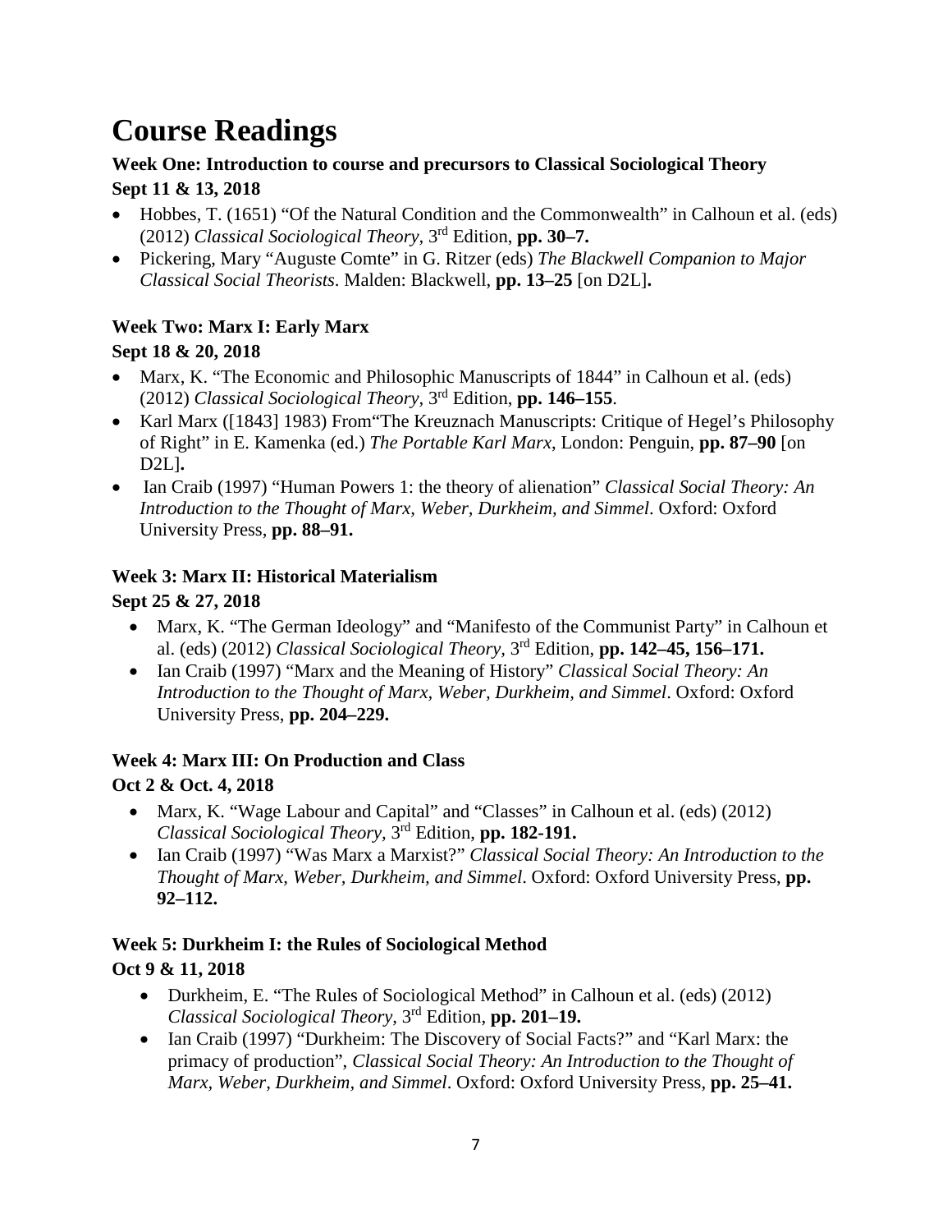# Course Readings

**Week One: Introduction to course and precursors to Classical Sociological Theory**
**Sept 11 & 13, 2018**

- Hobbes, T. (1651) "Of the Natural Condition and the Commonwealth" in Calhoun et al. (eds) (2012) *Classical Sociological Theory*, 3rd Edition, **pp. 30–7.**
- Pickering, Mary "Auguste Comte" in G. Ritzer (eds) *The Blackwell Companion to Major Classical Social Theorists*. Malden: Blackwell, **pp. 13–25** [on D2L]**.**

**Week Two: Marx I: Early Marx**
**Sept 18 & 20, 2018**

- Marx, K. "The Economic and Philosophic Manuscripts of 1844" in Calhoun et al. (eds) (2012) *Classical Sociological Theory*, 3rd Edition, **pp. 146–155**.
- Karl Marx ([1843] 1983) From"The Kreuznach Manuscripts: Critique of Hegel's Philosophy of Right" in E. Kamenka (ed.) *The Portable Karl Marx*, London: Penguin, **pp. 87–90** [on D2L]**.**
- Ian Craib (1997) "Human Powers 1: the theory of alienation" *Classical Social Theory: An Introduction to the Thought of Marx, Weber, Durkheim, and Simmel*. Oxford: Oxford University Press, **pp. 88–91.**

**Week 3: Marx II: Historical Materialism**
**Sept 25 & 27, 2018**

- Marx, K. "The German Ideology" and "Manifesto of the Communist Party" in Calhoun et al. (eds) (2012) *Classical Sociological Theory*, 3rd Edition, **pp. 142–45, 156–171.**
- Ian Craib (1997) "Marx and the Meaning of History" *Classical Social Theory: An Introduction to the Thought of Marx, Weber, Durkheim, and Simmel*. Oxford: Oxford University Press, **pp. 204–229.**

**Week 4: Marx III: On Production and Class**
**Oct 2 & Oct. 4, 2018**

- Marx, K. "Wage Labour and Capital" and "Classes" in Calhoun et al. (eds) (2012) *Classical Sociological Theory*, 3rd Edition, **pp. 182-191.**
- Ian Craib (1997) "Was Marx a Marxist?" *Classical Social Theory: An Introduction to the Thought of Marx, Weber, Durkheim, and Simmel*. Oxford: Oxford University Press, **pp. 92–112.**

**Week 5: Durkheim I: the Rules of Sociological Method**
**Oct 9 & 11, 2018**

- Durkheim, E. "The Rules of Sociological Method" in Calhoun et al. (eds) (2012) *Classical Sociological Theory*, 3rd Edition, **pp. 201–19.**
- Ian Craib (1997) "Durkheim: The Discovery of Social Facts?" and "Karl Marx: the primacy of production", *Classical Social Theory: An Introduction to the Thought of Marx, Weber, Durkheim, and Simmel*. Oxford: Oxford University Press, **pp. 25–41.**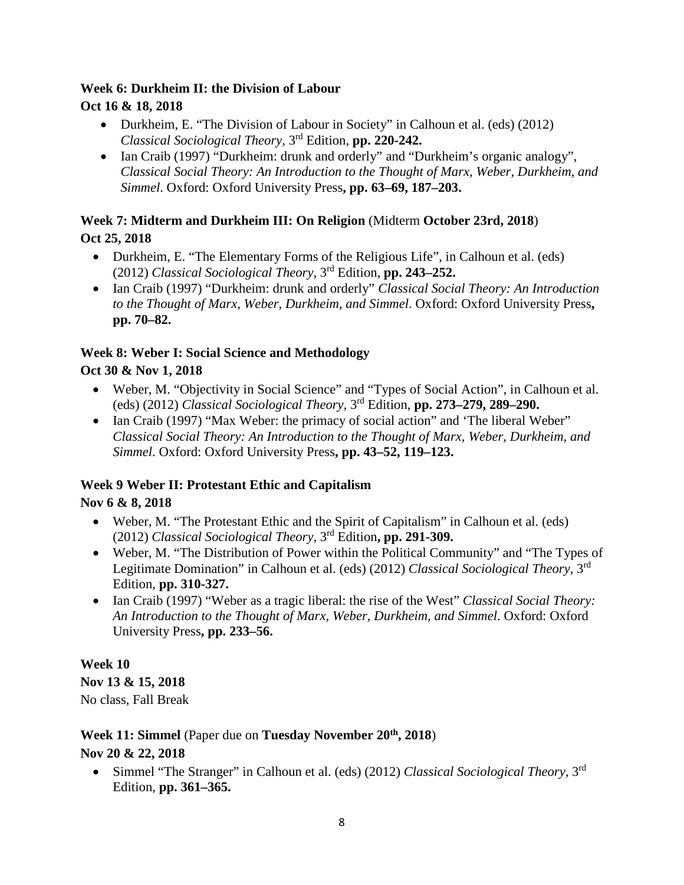**Week 6: Durkheim II: the Division of Labour**

**Oct 16 & 18, 2018**

- Durkheim, E. "The Division of Labour in Society" in Calhoun et al. (eds) (2012) *Classical Sociological Theory,* 3rd Edition, **pp. 220-242.**
- Ian Craib (1997) "Durkheim: drunk and orderly" and "Durkheim's organic analogy", *Classical Social Theory: An Introduction to the Thought of Marx, Weber, Durkheim, and Simmel*. Oxford: Oxford University Press**, pp. 63–69, 187–203.**

**Week 7: Midterm and Durkheim III: On Religion** (Midterm **October 23rd, 2018**)

**Oct 25, 2018**

- Durkheim, E. "The Elementary Forms of the Religious Life", in Calhoun et al. (eds) (2012) *Classical Sociological Theory*, 3rd Edition, **pp. 243–252.**
- Ian Craib (1997) "Durkheim: drunk and orderly" *Classical Social Theory: An Introduction to the Thought of Marx, Weber, Durkheim, and Simmel*. Oxford: Oxford University Press**, pp. 70–82.**

**Week 8: Weber I: Social Science and Methodology**

**Oct 30 & Nov 1, 2018**

- Weber, M. "Objectivity in Social Science" and "Types of Social Action", in Calhoun et al. (eds) (2012) *Classical Sociological Theory,* 3rd Edition, **pp. 273–279, 289–290.**
- Ian Craib (1997) "Max Weber: the primacy of social action" and 'The liberal Weber" *Classical Social Theory: An Introduction to the Thought of Marx, Weber, Durkheim, and Simmel*. Oxford: Oxford University Press**, pp. 43–52, 119–123.**

**Week 9 Weber II: Protestant Ethic and Capitalism**

**Nov 6 & 8, 2018**

- Weber, M. "The Protestant Ethic and the Spirit of Capitalism" in Calhoun et al. (eds) (2012) *Classical Sociological Theory*, 3rd Edition**, pp. 291-309.**
- Weber, M. "The Distribution of Power within the Political Community" and "The Types of Legitimate Domination" in Calhoun et al. (eds) (2012) *Classical Sociological Theory*, 3rd Edition, **pp. 310-327.**
- Ian Craib (1997) "Weber as a tragic liberal: the rise of the West" *Classical Social Theory: An Introduction to the Thought of Marx, Weber, Durkheim, and Simmel*. Oxford: Oxford University Press**, pp. 233–56.**

**Week 10**

**Nov 13 & 15, 2018**

No class, Fall Break

**Week 11: Simmel** (Paper due on **Tuesday November 20th, 2018**)

**Nov 20 & 22, 2018**

- Simmel "The Stranger" in Calhoun et al. (eds) (2012) *Classical Sociological Theory,* 3rd Edition, **pp. 361–365.**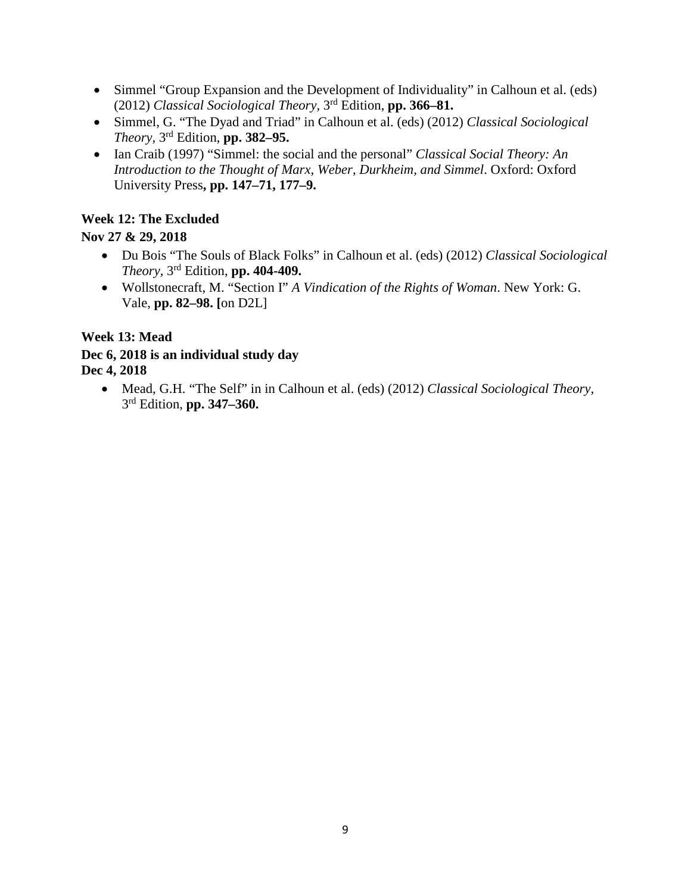- Simmel "Group Expansion and the Development of Individuality" in Calhoun et al. (eds) (2012) *Classical Sociological Theory*, 3rd Edition, **pp. 366–81.**
- Simmel, G. "The Dyad and Triad" in Calhoun et al. (eds) (2012) *Classical Sociological Theory*, 3rd Edition, **pp. 382–95.**
- Ian Craib (1997) "Simmel: the social and the personal" *Classical Social Theory: An Introduction to the Thought of Marx, Weber, Durkheim, and Simmel*. Oxford: Oxford University Press**, pp. 147–71, 177–9.**

**Week 12: The Excluded**

**Nov 27 & 29, 2018**

- Du Bois "The Souls of Black Folks" in Calhoun et al. (eds) (2012) *Classical Sociological Theory*, 3rd Edition, **pp. 404-409.**
- Wollstonecraft, M. "Section I" *A Vindication of the Rights of Woman*. New York: G. Vale, **pp. 82–98. [**on D2L]

**Week 13: Mead**

**Dec 6, 2018 is an individual study day**

**Dec 4, 2018**

- Mead, G.H. "The Self" in in Calhoun et al. (eds) (2012) *Classical Sociological Theory*, 3rd Edition, **pp. 347–360.**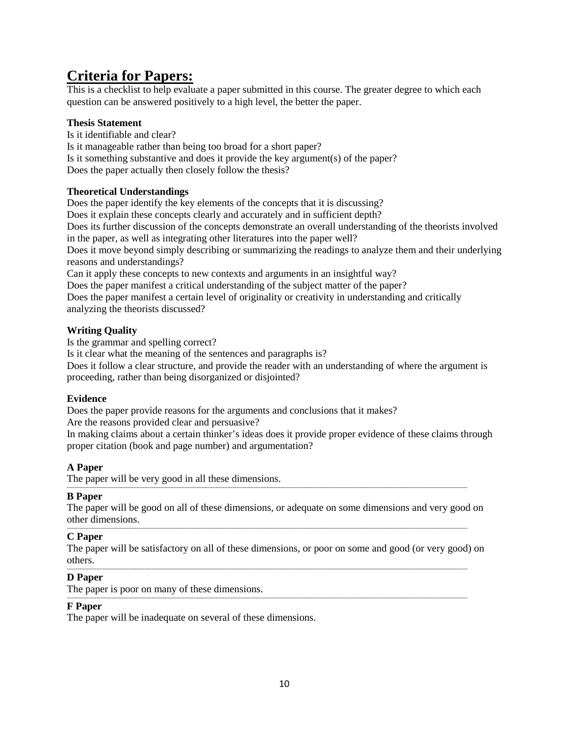# Criteria for Papers:

This is a checklist to help evaluate a paper submitted in this course. The greater degree to which each question can be answered positively to a high level, the better the paper.

**Thesis Statement**

Is it identifiable and clear?
Is it manageable rather than being too broad for a short paper?
Is it something substantive and does it provide the key argument(s) of the paper?
Does the paper actually then closely follow the thesis?

**Theoretical Understandings**

Does the paper identify the key elements of the concepts that it is discussing?
Does it explain these concepts clearly and accurately and in sufficient depth?
Does its further discussion of the concepts demonstrate an overall understanding of the theorists involved in the paper, as well as integrating other literatures into the paper well?
Does it move beyond simply describing or summarizing the readings to analyze them and their underlying reasons and understandings?
Can it apply these concepts to new contexts and arguments in an insightful way?
Does the paper manifest a critical understanding of the subject matter of the paper?
Does the paper manifest a certain level of originality or creativity in understanding and critically analyzing the theorists discussed?

**Writing Quality**

Is the grammar and spelling correct?
Is it clear what the meaning of the sentences and paragraphs is?
Does it follow a clear structure, and provide the reader with an understanding of where the argument is proceeding, rather than being disorganized or disjointed?

**Evidence**

Does the paper provide reasons for the arguments and conclusions that it makes?
Are the reasons provided clear and persuasive?
In making claims about a certain thinker's ideas does it provide proper evidence of these claims through proper citation (book and page number) and argumentation?

**A Paper**

The paper will be very good in all these dimensions.

---

**B Paper**

The paper will be good on all of these dimensions, or adequate on some dimensions and very good on other dimensions.

---

**C Paper**

The paper will be satisfactory on all of these dimensions, or poor on some and good (or very good) on others.

---

**D Paper**

The paper is poor on many of these dimensions.

---

**F Paper**

The paper will be inadequate on several of these dimensions.